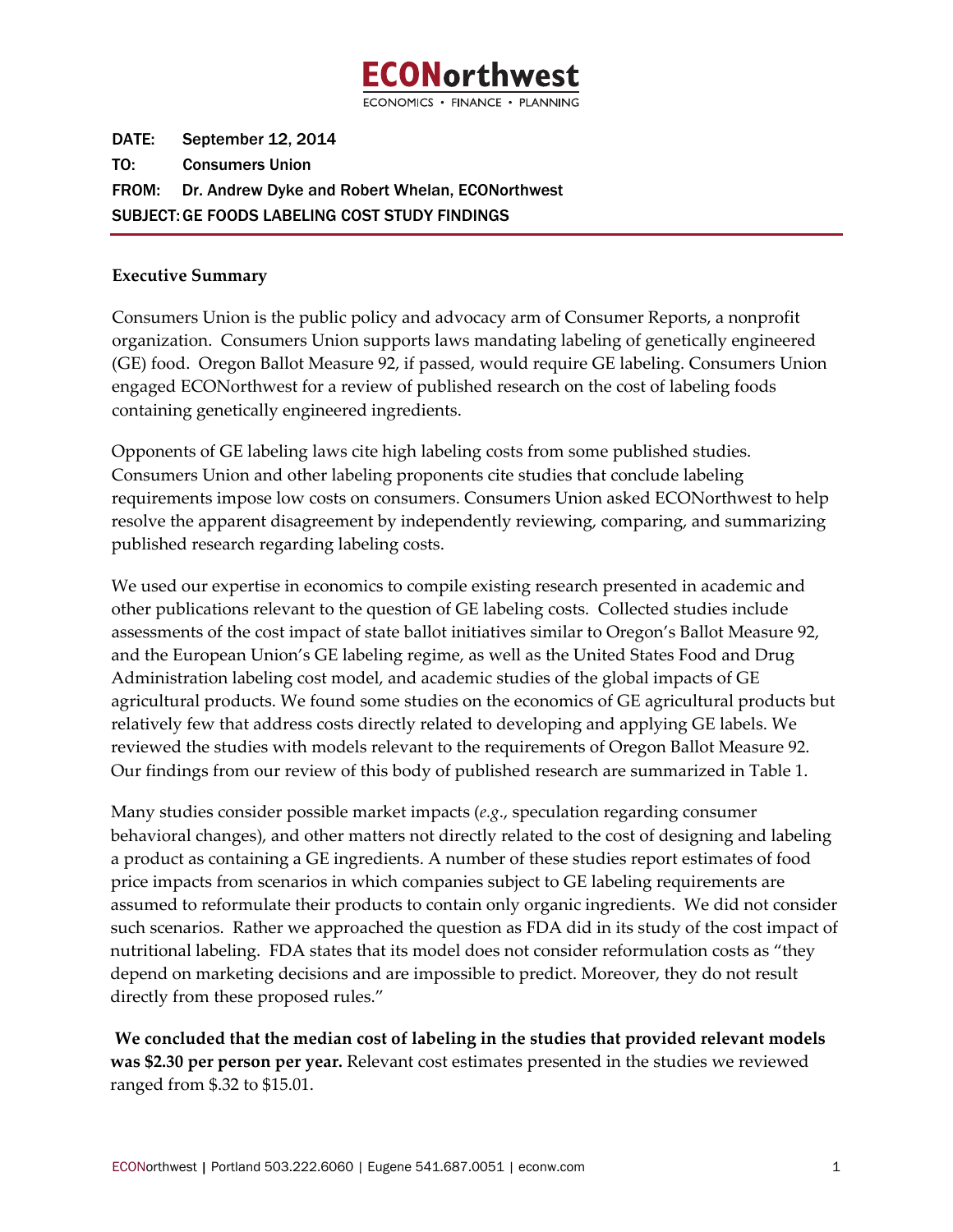**ECONorthwest**

ECONOMICS • FINANCE • PLANNING

**DATE:** September 12, 2014

**TO:** Consumers Union

**FROM:** Dr. Andrew Dyke and Robert Whelan, ECONorthwest

**SUBJECT:** GE FOODS LABELING COST STUDY FINDINGS

## Executive Summary

Consumers Union is the public policy and advocacy arm of Consumer Reports, a nonprofit organization. Consumers Union supports laws mandating labeling of genetically engineered (GE) food. Oregon Ballot Measure 92, if passed, would require GE labeling. Consumers Union engaged ECONorthwest for a review of published research on the cost of labeling foods containing genetically engineered ingredients.

Opponents of GE labeling laws cite high labeling costs from some published studies. Consumers Union and other labeling proponents cite studies that conclude labeling requirements impose low costs on consumers. Consumers Union asked ECONorthwest to help resolve the apparent disagreement by independently reviewing, comparing, and summarizing published research regarding labeling costs.

We used our expertise in economics to compile existing research presented in academic and other publications relevant to the question of GE labeling costs. Collected studies include assessments of the cost impact of state ballot initiatives similar to Oregon's Ballot Measure 92, and the European Union's GE labeling regime, as well as the United States Food and Drug Administration labeling cost model, and academic studies of the global impacts of GE agricultural products. We found some studies on the economics of GE agricultural products but relatively few that address costs directly related to developing and applying GE labels. We reviewed the studies with models relevant to the requirements of Oregon Ballot Measure 92. Our findings from our review of this body of published research are summarized in Table 1.

Many studies consider possible market impacts (*e.g.*, speculation regarding consumer behavioral changes), and other matters not directly related to the cost of designing and labeling a product as containing a GE ingredients. A number of these studies report estimates of food price impacts from scenarios in which companies subject to GE labeling requirements are assumed to reformulate their products to contain only organic ingredients. We did not consider such scenarios. Rather we approached the question as FDA did in its study of the cost impact of nutritional labeling. FDA states that its model does not consider reformulation costs as "they depend on marketing decisions and are impossible to predict. Moreover, they do not result directly from these proposed rules."

**We concluded that the median cost of labeling in the studies that provided relevant models was $2.30 per person per year.** Relevant cost estimates presented in the studies we reviewed ranged from $.32 to $15.01.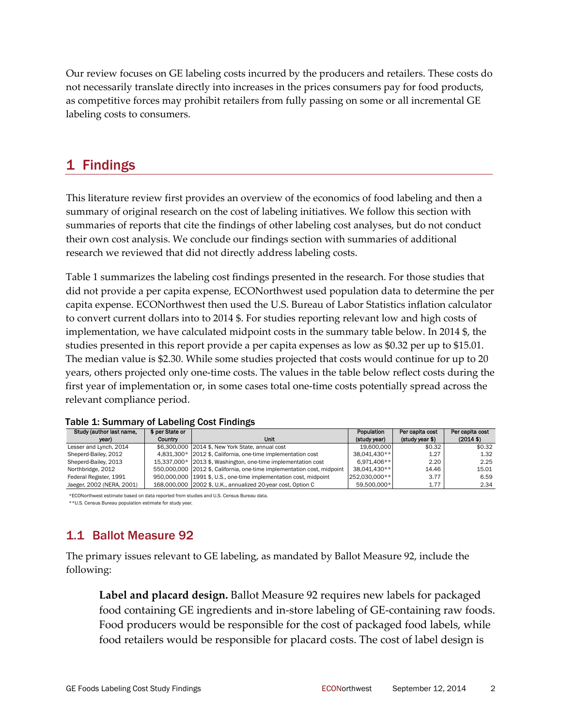Our review focuses on GE labeling costs incurred by the producers and retailers. These costs do not necessarily translate directly into increases in the prices consumers pay for food products, as competitive forces may prohibit retailers from fully passing on some or all incremental GE labeling costs to consumers.

# 1 Findings

This literature review first provides an overview of the economics of food labeling and then a summary of original research on the cost of labeling initiatives. We follow this section with summaries of reports that cite the findings of other labeling cost analyses, but do not conduct their own cost analysis. We conclude our findings section with summaries of additional research we reviewed that did not directly address labeling costs.

Table 1 summarizes the labeling cost findings presented in the research. For those studies that did not provide a per capita expense, ECONorthwest used population data to determine the per capita expense. ECONorthwest then used the U.S. Bureau of Labor Statistics inflation calculator to convert current dollars into to 2014 $. For studies reporting relevant low and high costs of implementation, we have calculated midpoint costs in the summary table below. In 2014 $, the studies presented in this report provide a per capita expenses as low as $0.32 per up to $15.01. The median value is $2.30. While some studies projected that costs would continue for up to 20 years, others projected only one-time costs. The values in the table below reflect costs during the first year of implementation or, in some cases total one-time costs potentially spread across the relevant compliance period.

**Table 1: Summary of Labeling Cost Findings**

| Study (author last name, year) | $ per State or Country | Unit | Population (study year) | Per capita cost (study year $) | Per capita cost (2014 $) |
|---|---|---|---|---|---|
| Lesser and Lynch, 2014 | $6,300,000 | 2014 $, New York State, annual cost | 19,600,000 | $0.32 | $0.32 |
| Sheperd-Bailey, 2012 | 4,831,300* | 2012 $, California, one-time implementation cost | 38,041,430** | 1.27 | 1.32 |
| Sheperd-Bailey, 2013 | 15,337,000* | 2013 $, Washington, one-time implementation cost | 6,971,406** | 2.20 | 2.25 |
| Northbridge, 2012 | 550,000,000 | 2012 $, California, one-time implementation cost, midpoint | 38,041,430** | 14.46 | 15.01 |
| Federal Register, 1991 | 950,000,000 | 1991 $, U.S., one-time implementation cost, midpoint | 252,030,000** | 3.77 | 6.59 |
| Jaeger, 2002 (NERA, 2001) | 168,000,000 | 2002 $, U.K., annualized 20-year cost, Option C | 59,500,000* | 1.77 | 2.34 |

*ECONorthwest estimate based on data reported from studies and U.S. Census Bureau data.

**U.S. Census Bureau population estimate for study year.

## 1.1 Ballot Measure 92

The primary issues relevant to GE labeling, as mandated by Ballot Measure 92, include the following:

> **Label and placard design.** Ballot Measure 92 requires new labels for packaged food containing GE ingredients and in-store labeling of GE-containing raw foods. Food producers would be responsible for the cost of packaged food labels, while food retailers would be responsible for placard costs. The cost of label design is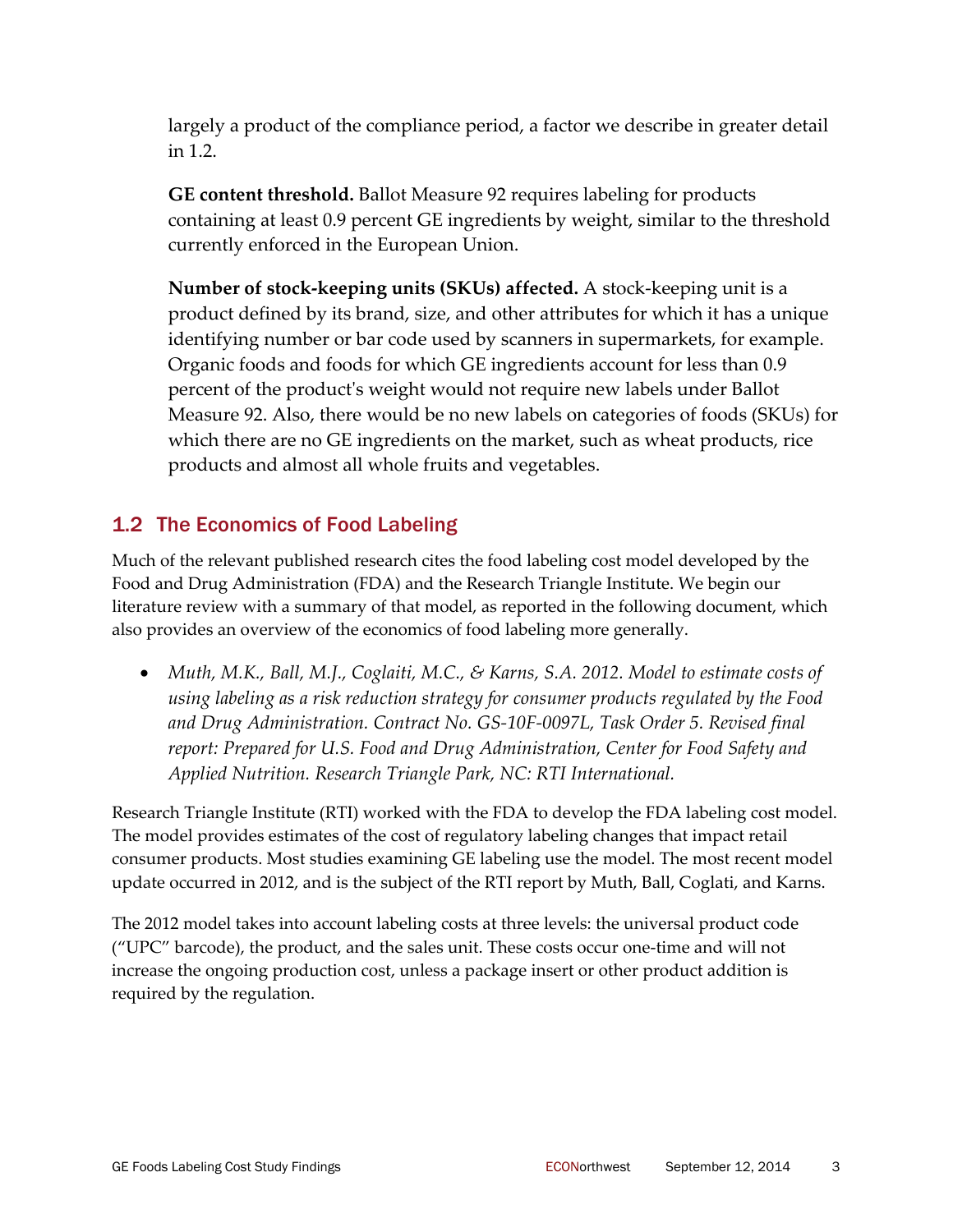largely a product of the compliance period, a factor we describe in greater detail in 1.2.

**GE content threshold.** Ballot Measure 92 requires labeling for products containing at least 0.9 percent GE ingredients by weight, similar to the threshold currently enforced in the European Union.

**Number of stock-keeping units (SKUs) affected.** A stock-keeping unit is a product defined by its brand, size, and other attributes for which it has a unique identifying number or bar code used by scanners in supermarkets, for example. Organic foods and foods for which GE ingredients account for less than 0.9 percent of the product's weight would not require new labels under Ballot Measure 92. Also, there would be no new labels on categories of foods (SKUs) for which there are no GE ingredients on the market, such as wheat products, rice products and almost all whole fruits and vegetables.

## 1.2 The Economics of Food Labeling

Much of the relevant published research cites the food labeling cost model developed by the Food and Drug Administration (FDA) and the Research Triangle Institute. We begin our literature review with a summary of that model, as reported in the following document, which also provides an overview of the economics of food labeling more generally.

- *Muth, M.K., Ball, M.J., Coglaiti, M.C., & Karns, S.A. 2012. Model to estimate costs of using labeling as a risk reduction strategy for consumer products regulated by the Food and Drug Administration. Contract No. GS-10F-0097L, Task Order 5. Revised final report: Prepared for U.S. Food and Drug Administration, Center for Food Safety and Applied Nutrition. Research Triangle Park, NC: RTI International.*

Research Triangle Institute (RTI) worked with the FDA to develop the FDA labeling cost model. The model provides estimates of the cost of regulatory labeling changes that impact retail consumer products. Most studies examining GE labeling use the model. The most recent model update occurred in 2012, and is the subject of the RTI report by Muth, Ball, Coglati, and Karns.

The 2012 model takes into account labeling costs at three levels: the universal product code ("UPC" barcode), the product, and the sales unit. These costs occur one-time and will not increase the ongoing production cost, unless a package insert or other product addition is required by the regulation.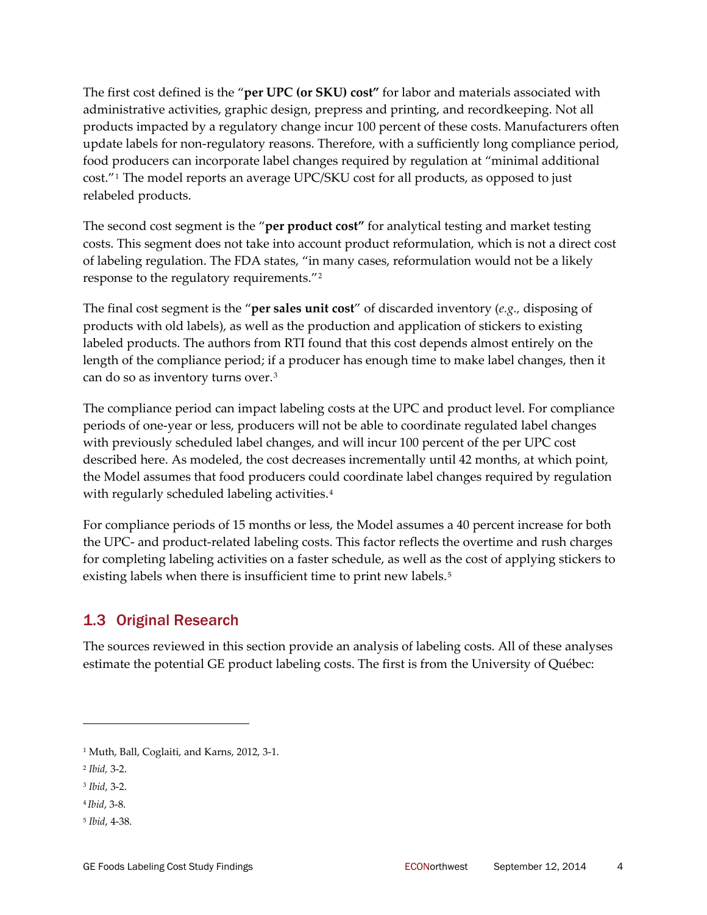The first cost defined is the "**per UPC (or SKU) cost"** for labor and materials associated with administrative activities, graphic design, prepress and printing, and recordkeeping. Not all products impacted by a regulatory change incur 100 percent of these costs. Manufacturers often update labels for non-regulatory reasons. Therefore, with a sufficiently long compliance period, food producers can incorporate label changes required by regulation at "minimal additional cost."[1] The model reports an average UPC/SKU cost for all products, as opposed to just relabeled products.

The second cost segment is the "**per product cost"** for analytical testing and market testing costs. This segment does not take into account product reformulation, which is not a direct cost of labeling regulation. The FDA states, "in many cases, reformulation would not be a likely response to the regulatory requirements."[2]

The final cost segment is the "**per sales unit cost**" of discarded inventory (*e.g.*, disposing of products with old labels), as well as the production and application of stickers to existing labeled products. The authors from RTI found that this cost depends almost entirely on the length of the compliance period; if a producer has enough time to make label changes, then it can do so as inventory turns over.[3]

The compliance period can impact labeling costs at the UPC and product level. For compliance periods of one-year or less, producers will not be able to coordinate regulated label changes with previously scheduled label changes, and will incur 100 percent of the per UPC cost described here. As modeled, the cost decreases incrementally until 42 months, at which point, the Model assumes that food producers could coordinate label changes required by regulation with regularly scheduled labeling activities.[4]

For compliance periods of 15 months or less, the Model assumes a 40 percent increase for both the UPC- and product-related labeling costs. This factor reflects the overtime and rush charges for completing labeling activities on a faster schedule, as well as the cost of applying stickers to existing labels when there is insufficient time to print new labels.[5]

## 1.3 Original Research

The sources reviewed in this section provide an analysis of labeling costs. All of these analyses estimate the potential GE product labeling costs. The first is from the University of Québec:

---

[1] Muth, Ball, Coglaiti, and Karns, 2012, 3-1.

[2] *Ibid,* 3-2.

[3] *Ibid*, 3-2.

[4] *Ibid*, 3-8.

[5] *Ibid*, 4-38.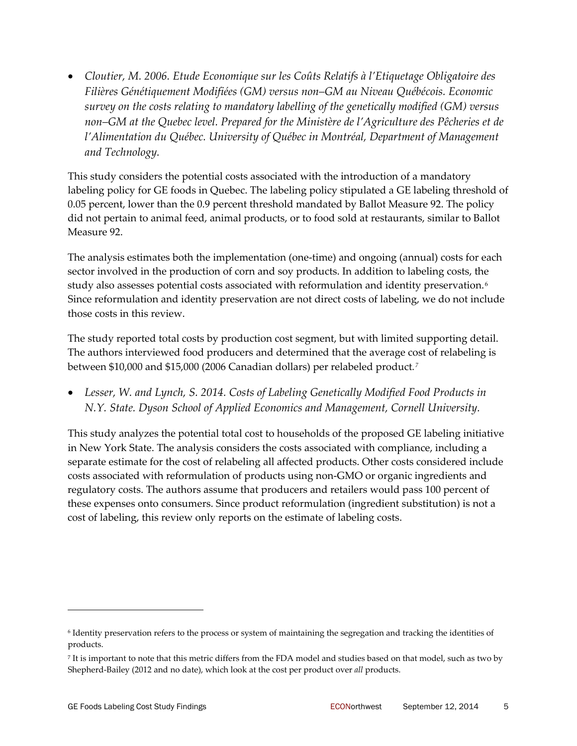- *Cloutier, M. 2006. Etude Economique sur les Coûts Relatifs à l'Etiquetage Obligatoire des Filières Génétiquement Modifiées (GM) versus non–GM au Niveau Québécois. Economic survey on the costs relating to mandatory labelling of the genetically modified (GM) versus non–GM at the Quebec level. Prepared for the Ministère de l'Agriculture des Pêcheries et de l'Alimentation du Québec. University of Québec in Montréal, Department of Management and Technology.*

This study considers the potential costs associated with the introduction of a mandatory labeling policy for GE foods in Quebec. The labeling policy stipulated a GE labeling threshold of 0.05 percent, lower than the 0.9 percent threshold mandated by Ballot Measure 92. The policy did not pertain to animal feed, animal products, or to food sold at restaurants, similar to Ballot Measure 92.

The analysis estimates both the implementation (one-time) and ongoing (annual) costs for each sector involved in the production of corn and soy products. In addition to labeling costs, the study also assesses potential costs associated with reformulation and identity preservation.[6] Since reformulation and identity preservation are not direct costs of labeling, we do not include those costs in this review.

The study reported total costs by production cost segment, but with limited supporting detail. The authors interviewed food producers and determined that the average cost of relabeling is between $10,000 and $15,000 (2006 Canadian dollars) per relabeled product.[7]

- *Lesser, W. and Lynch, S. 2014. Costs of Labeling Genetically Modified Food Products in N.Y. State. Dyson School of Applied Economics and Management, Cornell University.*

This study analyzes the potential total cost to households of the proposed GE labeling initiative in New York State. The analysis considers the costs associated with compliance, including a separate estimate for the cost of relabeling all affected products. Other costs considered include costs associated with reformulation of products using non-GMO or organic ingredients and regulatory costs. The authors assume that producers and retailers would pass 100 percent of these expenses onto consumers. Since product reformulation (ingredient substitution) is not a cost of labeling, this review only reports on the estimate of labeling costs.

---

[6] Identity preservation refers to the process or system of maintaining the segregation and tracking the identities of products.

[7] It is important to note that this metric differs from the FDA model and studies based on that model, such as two by Shepherd-Bailey (2012 and no date), which look at the cost per product over *all* products.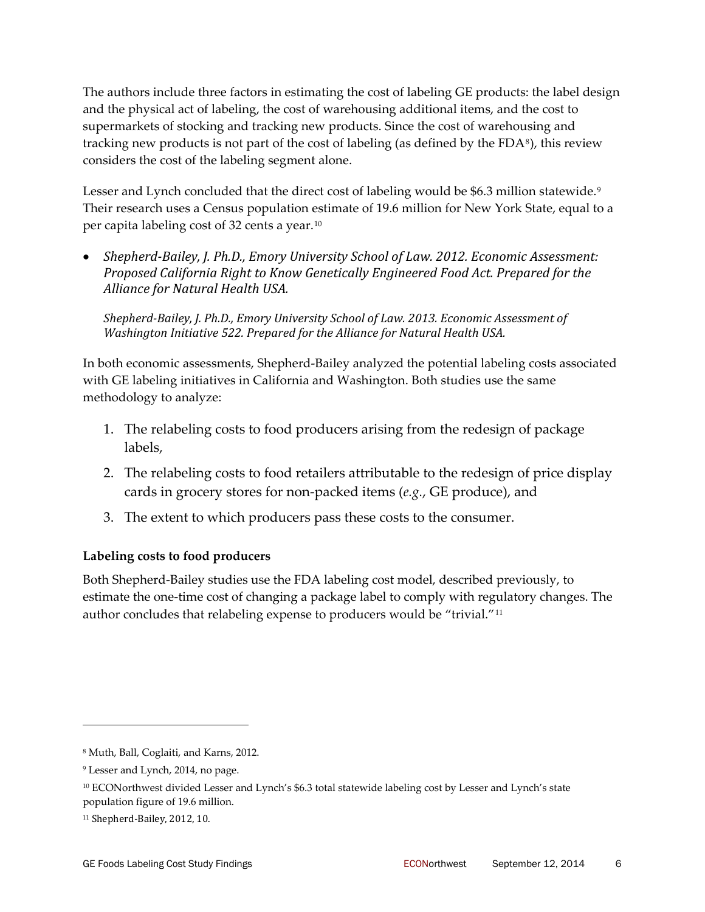The authors include three factors in estimating the cost of labeling GE products: the label design and the physical act of labeling, the cost of warehousing additional items, and the cost to supermarkets of stocking and tracking new products. Since the cost of warehousing and tracking new products is not part of the cost of labeling (as defined by the FDA[8]), this review considers the cost of the labeling segment alone.

Lesser and Lynch concluded that the direct cost of labeling would be $6.3 million statewide.[9] Their research uses a Census population estimate of 19.6 million for New York State, equal to a per capita labeling cost of 32 cents a year.[10]

- *Shepherd-Bailey, J. Ph.D., Emory University School of Law. 2012. Economic Assessment: Proposed California Right to Know Genetically Engineered Food Act. Prepared for the Alliance for Natural Health USA.*

  *Shepherd-Bailey, J. Ph.D., Emory University School of Law. 2013. Economic Assessment of Washington Initiative 522. Prepared for the Alliance for Natural Health USA.*

In both economic assessments, Shepherd-Bailey analyzed the potential labeling costs associated with GE labeling initiatives in California and Washington. Both studies use the same methodology to analyze:

1. The relabeling costs to food producers arising from the redesign of package labels,
2. The relabeling costs to food retailers attributable to the redesign of price display cards in grocery stores for non-packed items (*e.g.*, GE produce), and
3. The extent to which producers pass these costs to the consumer.

**Labeling costs to food producers**

Both Shepherd-Bailey studies use the FDA labeling cost model, described previously, to estimate the one-time cost of changing a package label to comply with regulatory changes. The author concludes that relabeling expense to producers would be "trivial."[11]

---

[8] Muth, Ball, Coglaiti, and Karns, 2012.

[9] Lesser and Lynch, 2014, no page.

[10] ECONorthwest divided Lesser and Lynch's $6.3 total statewide labeling cost by Lesser and Lynch's state population figure of 19.6 million.

[11] Shepherd-Bailey, 2012, 10.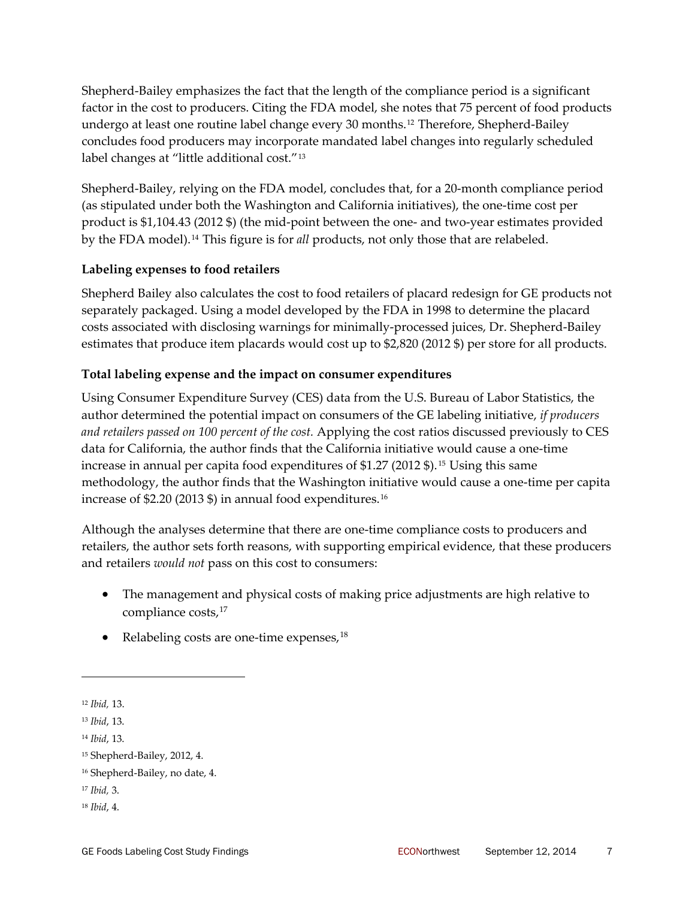Shepherd-Bailey emphasizes the fact that the length of the compliance period is a significant factor in the cost to producers. Citing the FDA model, she notes that 75 percent of food products undergo at least one routine label change every 30 months.[12] Therefore, Shepherd-Bailey concludes food producers may incorporate mandated label changes into regularly scheduled label changes at "little additional cost."[13]

Shepherd-Bailey, relying on the FDA model, concludes that, for a 20-month compliance period (as stipulated under both the Washington and California initiatives), the one-time cost per product is $1,104.43 (2012 $) (the mid-point between the one- and two-year estimates provided by the FDA model).[14] This figure is for *all* products, not only those that are relabeled.

**Labeling expenses to food retailers**

Shepherd Bailey also calculates the cost to food retailers of placard redesign for GE products not separately packaged. Using a model developed by the FDA in 1998 to determine the placard costs associated with disclosing warnings for minimally-processed juices, Dr. Shepherd-Bailey estimates that produce item placards would cost up to $2,820 (2012 $) per store for all products.

**Total labeling expense and the impact on consumer expenditures**

Using Consumer Expenditure Survey (CES) data from the U.S. Bureau of Labor Statistics, the author determined the potential impact on consumers of the GE labeling initiative, *if producers and retailers passed on 100 percent of the cost.* Applying the cost ratios discussed previously to CES data for California, the author finds that the California initiative would cause a one-time increase in annual per capita food expenditures of $1.27 (2012 $).[15] Using this same methodology, the author finds that the Washington initiative would cause a one-time per capita increase of $2.20 (2013 $) in annual food expenditures.[16]

Although the analyses determine that there are one-time compliance costs to producers and retailers, the author sets forth reasons, with supporting empirical evidence, that these producers and retailers *would not* pass on this cost to consumers:

- The management and physical costs of making price adjustments are high relative to compliance costs,[17]
- Relabeling costs are one-time expenses,[18]

---

[12] *Ibid,* 13.

[13] *Ibid*, 13.

[14] *Ibid*, 13.

[15] Shepherd-Bailey, 2012, 4.

[16] Shepherd-Bailey, no date, 4.

[17] *Ibid,* 3.

[18] *Ibid*, 4.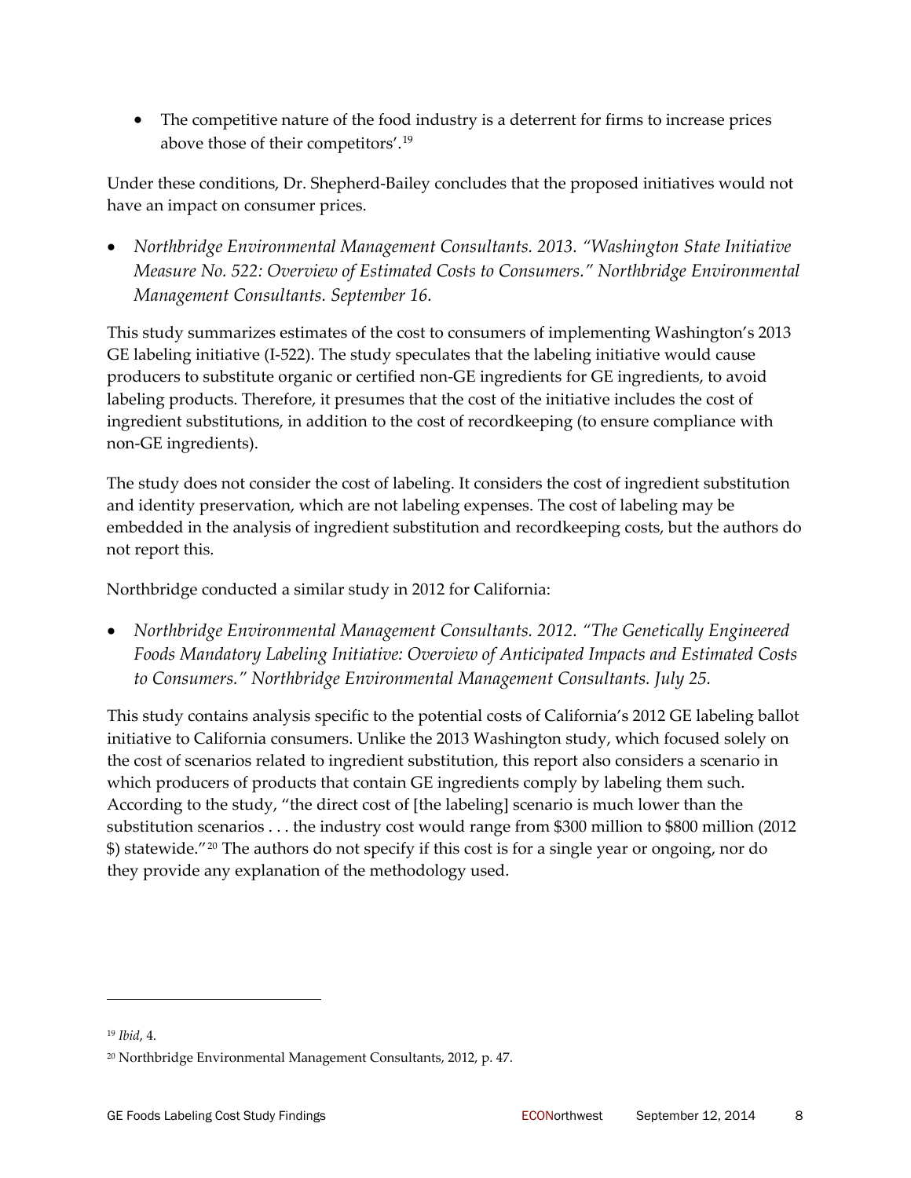- The competitive nature of the food industry is a deterrent for firms to increase prices above those of their competitors'.[19]

Under these conditions, Dr. Shepherd-Bailey concludes that the proposed initiatives would not have an impact on consumer prices.

- *Northbridge Environmental Management Consultants. 2013. "Washington State Initiative Measure No. 522: Overview of Estimated Costs to Consumers." Northbridge Environmental Management Consultants. September 16.*

This study summarizes estimates of the cost to consumers of implementing Washington's 2013 GE labeling initiative (I-522). The study speculates that the labeling initiative would cause producers to substitute organic or certified non-GE ingredients for GE ingredients, to avoid labeling products. Therefore, it presumes that the cost of the initiative includes the cost of ingredient substitutions, in addition to the cost of recordkeeping (to ensure compliance with non-GE ingredients).

The study does not consider the cost of labeling. It considers the cost of ingredient substitution and identity preservation, which are not labeling expenses. The cost of labeling may be embedded in the analysis of ingredient substitution and recordkeeping costs, but the authors do not report this.

Northbridge conducted a similar study in 2012 for California:

- *Northbridge Environmental Management Consultants. 2012. "The Genetically Engineered Foods Mandatory Labeling Initiative: Overview of Anticipated Impacts and Estimated Costs to Consumers." Northbridge Environmental Management Consultants. July 25.*

This study contains analysis specific to the potential costs of California's 2012 GE labeling ballot initiative to California consumers. Unlike the 2013 Washington study, which focused solely on the cost of scenarios related to ingredient substitution, this report also considers a scenario in which producers of products that contain GE ingredients comply by labeling them such. According to the study, "the direct cost of [the labeling] scenario is much lower than the substitution scenarios . . . the industry cost would range from $300 million to $800 million (2012 $) statewide."[20] The authors do not specify if this cost is for a single year or ongoing, nor do they provide any explanation of the methodology used.

---

[19] *Ibid*, 4.

[20] Northbridge Environmental Management Consultants, 2012, p. 47.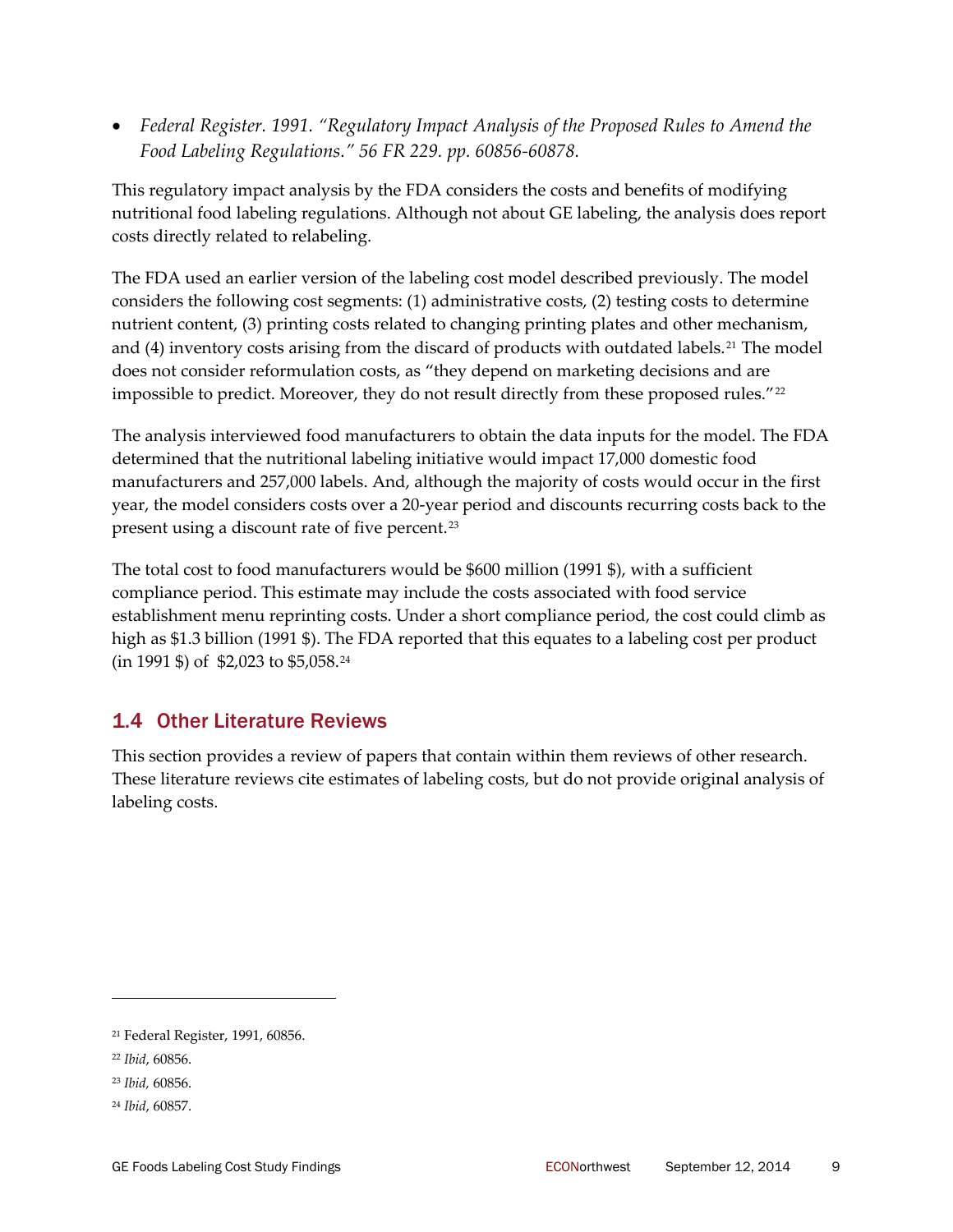- *Federal Register. 1991. "Regulatory Impact Analysis of the Proposed Rules to Amend the Food Labeling Regulations." 56 FR 229. pp. 60856-60878.*

This regulatory impact analysis by the FDA considers the costs and benefits of modifying nutritional food labeling regulations. Although not about GE labeling, the analysis does report costs directly related to relabeling.

The FDA used an earlier version of the labeling cost model described previously. The model considers the following cost segments: (1) administrative costs, (2) testing costs to determine nutrient content, (3) printing costs related to changing printing plates and other mechanism, and (4) inventory costs arising from the discard of products with outdated labels.[21] The model does not consider reformulation costs, as "they depend on marketing decisions and are impossible to predict. Moreover, they do not result directly from these proposed rules."[22]

The analysis interviewed food manufacturers to obtain the data inputs for the model. The FDA determined that the nutritional labeling initiative would impact 17,000 domestic food manufacturers and 257,000 labels. And, although the majority of costs would occur in the first year, the model considers costs over a 20-year period and discounts recurring costs back to the present using a discount rate of five percent.[23]

The total cost to food manufacturers would be $600 million (1991 $), with a sufficient compliance period. This estimate may include the costs associated with food service establishment menu reprinting costs. Under a short compliance period, the cost could climb as high as $1.3 billion (1991 $). The FDA reported that this equates to a labeling cost per product (in 1991 $) of $2,023 to $5,058.[24]

## 1.4 Other Literature Reviews

This section provides a review of papers that contain within them reviews of other research. These literature reviews cite estimates of labeling costs, but do not provide original analysis of labeling costs.

---

[21] Federal Register, 1991, 60856.

[22] *Ibid*, 60856.

[23] *Ibid,* 60856.

[24] *Ibid*, 60857.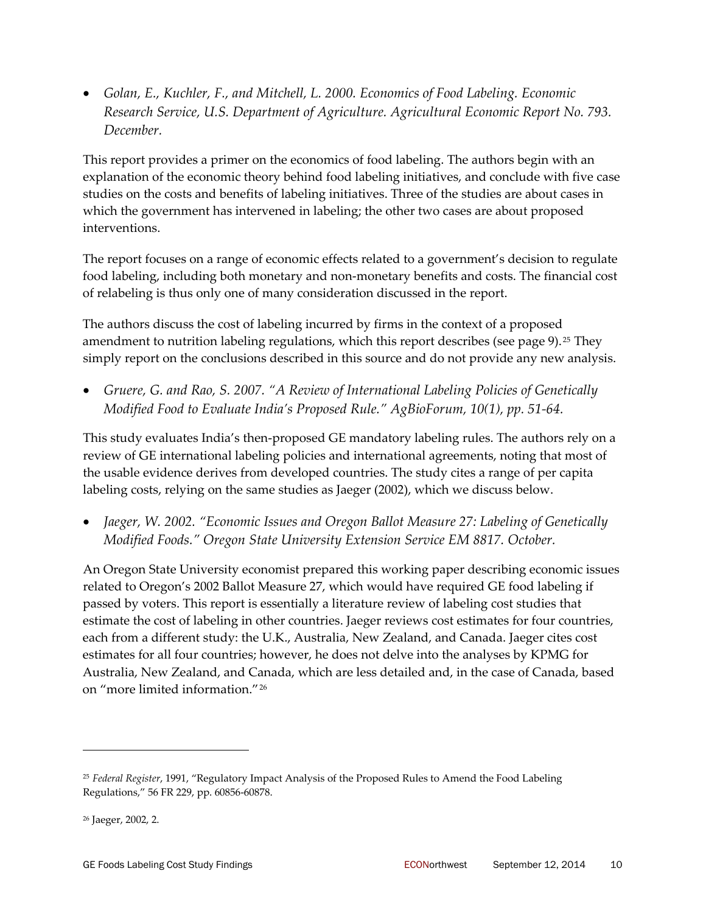- *Golan, E., Kuchler, F., and Mitchell, L. 2000. Economics of Food Labeling. Economic Research Service, U.S. Department of Agriculture. Agricultural Economic Report No. 793. December.*

This report provides a primer on the economics of food labeling. The authors begin with an explanation of the economic theory behind food labeling initiatives, and conclude with five case studies on the costs and benefits of labeling initiatives. Three of the studies are about cases in which the government has intervened in labeling; the other two cases are about proposed interventions.

The report focuses on a range of economic effects related to a government's decision to regulate food labeling, including both monetary and non-monetary benefits and costs. The financial cost of relabeling is thus only one of many consideration discussed in the report.

The authors discuss the cost of labeling incurred by firms in the context of a proposed amendment to nutrition labeling regulations, which this report describes (see page 9).[25] They simply report on the conclusions described in this source and do not provide any new analysis.

- *Gruere, G. and Rao, S. 2007. "A Review of International Labeling Policies of Genetically Modified Food to Evaluate India's Proposed Rule." AgBioForum, 10(1), pp. 51-64.*

This study evaluates India's then-proposed GE mandatory labeling rules. The authors rely on a review of GE international labeling policies and international agreements, noting that most of the usable evidence derives from developed countries. The study cites a range of per capita labeling costs, relying on the same studies as Jaeger (2002), which we discuss below.

- *Jaeger, W. 2002. "Economic Issues and Oregon Ballot Measure 27: Labeling of Genetically Modified Foods." Oregon State University Extension Service EM 8817. October.*

An Oregon State University economist prepared this working paper describing economic issues related to Oregon's 2002 Ballot Measure 27, which would have required GE food labeling if passed by voters. This report is essentially a literature review of labeling cost studies that estimate the cost of labeling in other countries. Jaeger reviews cost estimates for four countries, each from a different study: the U.K., Australia, New Zealand, and Canada. Jaeger cites cost estimates for all four countries; however, he does not delve into the analyses by KPMG for Australia, New Zealand, and Canada, which are less detailed and, in the case of Canada, based on "more limited information."[26]

---

[25] *Federal Register*, 1991, "Regulatory Impact Analysis of the Proposed Rules to Amend the Food Labeling Regulations," 56 FR 229, pp. 60856-60878.

[26] Jaeger, 2002, 2.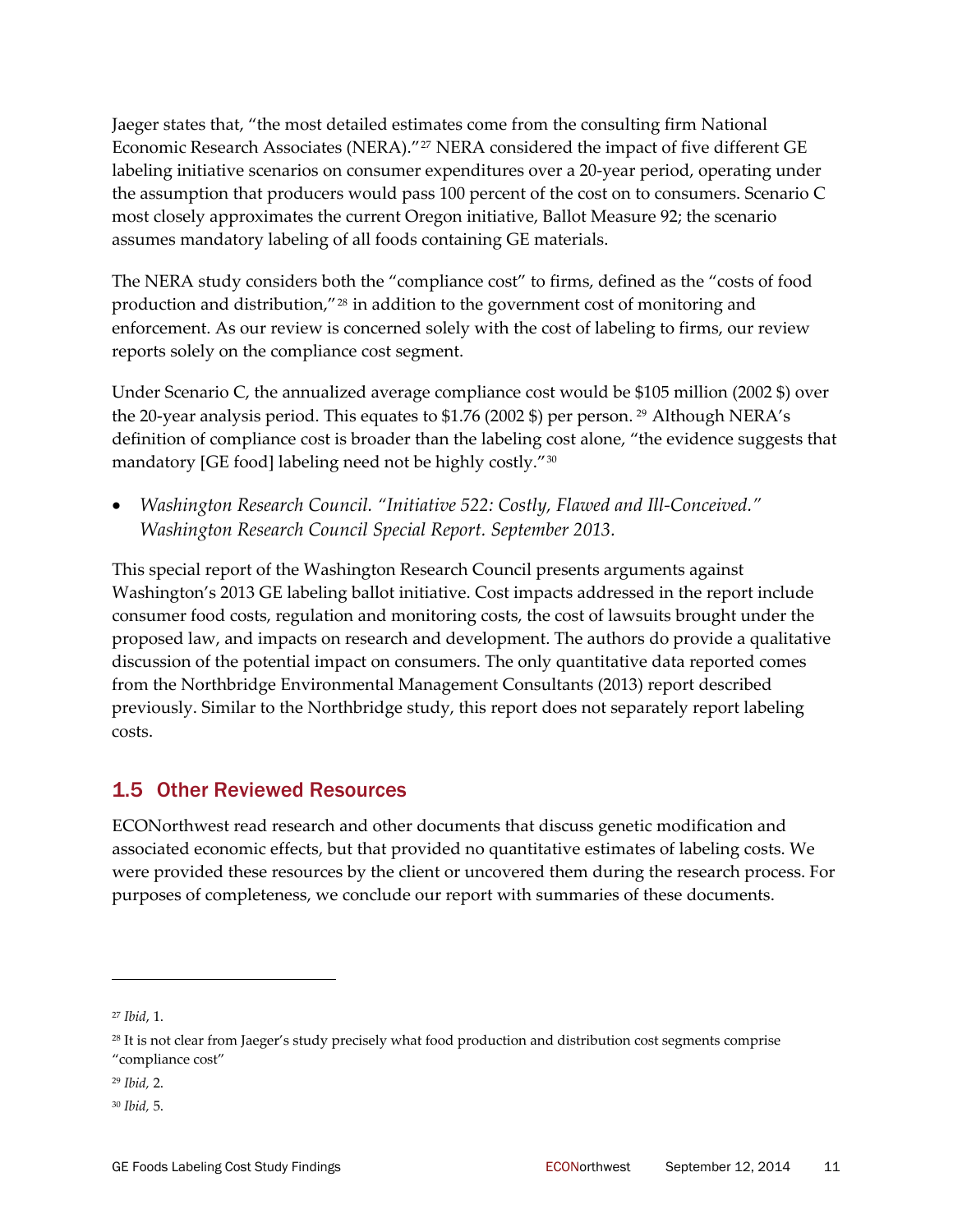Jaeger states that, "the most detailed estimates come from the consulting firm National Economic Research Associates (NERA)."[27] NERA considered the impact of five different GE labeling initiative scenarios on consumer expenditures over a 20-year period, operating under the assumption that producers would pass 100 percent of the cost on to consumers. Scenario C most closely approximates the current Oregon initiative, Ballot Measure 92; the scenario assumes mandatory labeling of all foods containing GE materials.

The NERA study considers both the "compliance cost" to firms, defined as the "costs of food production and distribution,"[28] in addition to the government cost of monitoring and enforcement. As our review is concerned solely with the cost of labeling to firms, our review reports solely on the compliance cost segment.

Under Scenario C, the annualized average compliance cost would be $105 million (2002 $) over the 20-year analysis period. This equates to $1.76 (2002 $) per person.[29] Although NERA's definition of compliance cost is broader than the labeling cost alone, "the evidence suggests that mandatory [GE food] labeling need not be highly costly."[30]

- *Washington Research Council. "Initiative 522: Costly, Flawed and Ill-Conceived." Washington Research Council Special Report. September 2013.*

This special report of the Washington Research Council presents arguments against Washington's 2013 GE labeling ballot initiative. Cost impacts addressed in the report include consumer food costs, regulation and monitoring costs, the cost of lawsuits brought under the proposed law, and impacts on research and development. The authors do provide a qualitative discussion of the potential impact on consumers. The only quantitative data reported comes from the Northbridge Environmental Management Consultants (2013) report described previously. Similar to the Northbridge study, this report does not separately report labeling costs.

## 1.5 Other Reviewed Resources

ECONorthwest read research and other documents that discuss genetic modification and associated economic effects, but that provided no quantitative estimates of labeling costs. We were provided these resources by the client or uncovered them during the research process. For purposes of completeness, we conclude our report with summaries of these documents.

---

[27] *Ibid*, 1.

[28] It is not clear from Jaeger's study precisely what food production and distribution cost segments comprise "compliance cost"

[29] *Ibid,* 2.

[30] *Ibid,* 5.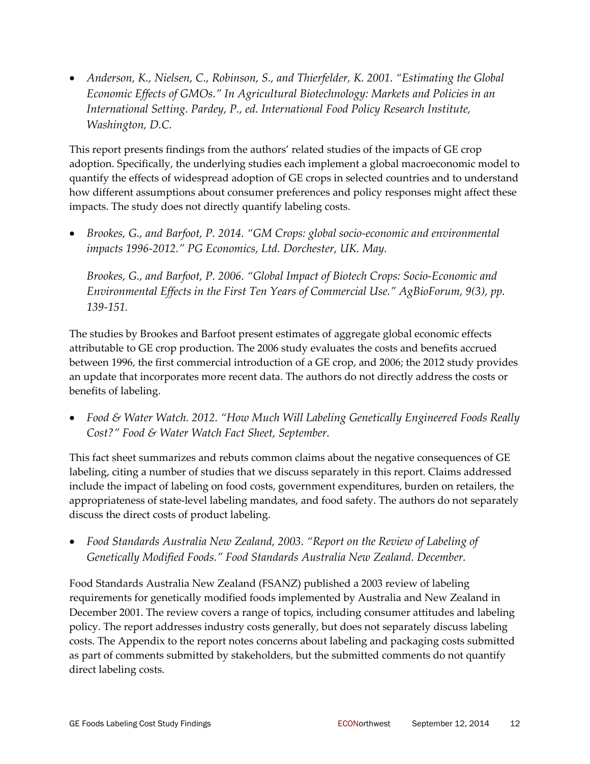- *Anderson, K., Nielsen, C., Robinson, S., and Thierfelder, K. 2001. "Estimating the Global Economic Effects of GMOs." In Agricultural Biotechnology: Markets and Policies in an International Setting. Pardey, P., ed. International Food Policy Research Institute, Washington, D.C.*

This report presents findings from the authors' related studies of the impacts of GE crop adoption. Specifically, the underlying studies each implement a global macroeconomic model to quantify the effects of widespread adoption of GE crops in selected countries and to understand how different assumptions about consumer preferences and policy responses might affect these impacts. The study does not directly quantify labeling costs.

- *Brookes, G., and Barfoot, P. 2014. "GM Crops: global socio-economic and environmental impacts 1996-2012." PG Economics, Ltd. Dorchester, UK. May.*

  *Brookes, G., and Barfoot, P. 2006. "Global Impact of Biotech Crops: Socio-Economic and Environmental Effects in the First Ten Years of Commercial Use." AgBioForum, 9(3), pp. 139-151.*

The studies by Brookes and Barfoot present estimates of aggregate global economic effects attributable to GE crop production. The 2006 study evaluates the costs and benefits accrued between 1996, the first commercial introduction of a GE crop, and 2006; the 2012 study provides an update that incorporates more recent data. The authors do not directly address the costs or benefits of labeling.

- *Food & Water Watch. 2012. "How Much Will Labeling Genetically Engineered Foods Really Cost?" Food & Water Watch Fact Sheet, September.*

This fact sheet summarizes and rebuts common claims about the negative consequences of GE labeling, citing a number of studies that we discuss separately in this report. Claims addressed include the impact of labeling on food costs, government expenditures, burden on retailers, the appropriateness of state-level labeling mandates, and food safety. The authors do not separately discuss the direct costs of product labeling.

- *Food Standards Australia New Zealand, 2003. "Report on the Review of Labeling of Genetically Modified Foods." Food Standards Australia New Zealand. December.*

Food Standards Australia New Zealand (FSANZ) published a 2003 review of labeling requirements for genetically modified foods implemented by Australia and New Zealand in December 2001. The review covers a range of topics, including consumer attitudes and labeling policy. The report addresses industry costs generally, but does not separately discuss labeling costs. The Appendix to the report notes concerns about labeling and packaging costs submitted as part of comments submitted by stakeholders, but the submitted comments do not quantify direct labeling costs.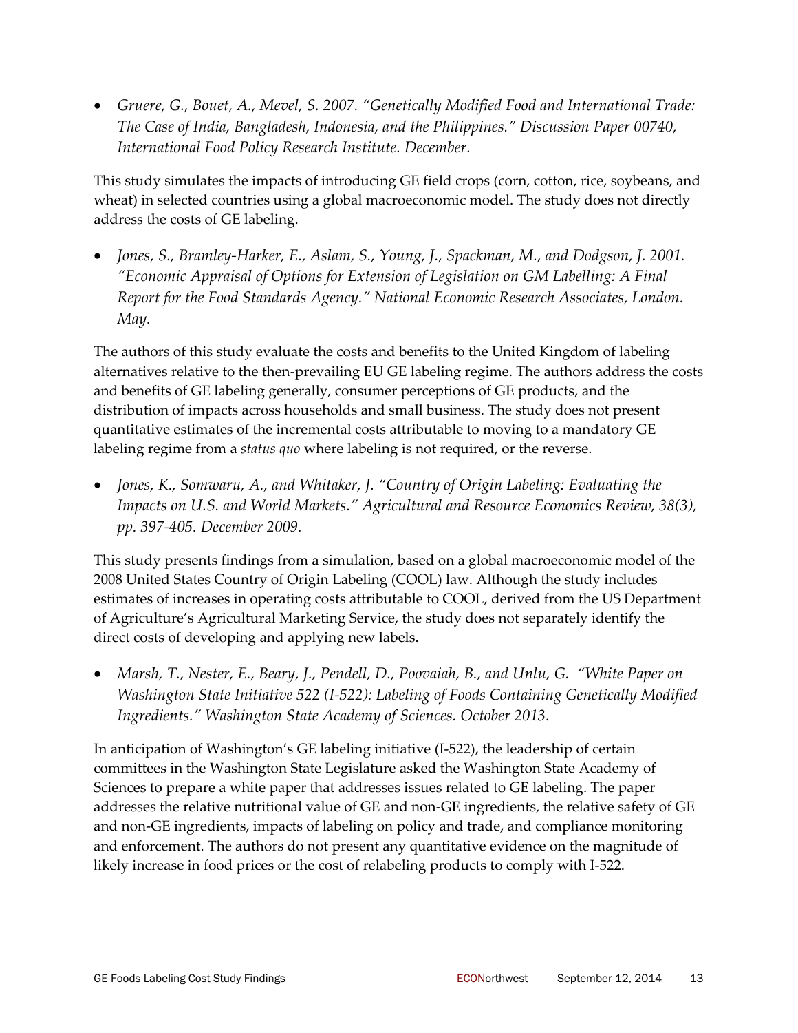- *Gruere, G., Bouet, A., Mevel, S. 2007. "Genetically Modified Food and International Trade: The Case of India, Bangladesh, Indonesia, and the Philippines." Discussion Paper 00740, International Food Policy Research Institute. December.*

This study simulates the impacts of introducing GE field crops (corn, cotton, rice, soybeans, and wheat) in selected countries using a global macroeconomic model. The study does not directly address the costs of GE labeling.

- *Jones, S., Bramley-Harker, E., Aslam, S., Young, J., Spackman, M., and Dodgson, J. 2001. "Economic Appraisal of Options for Extension of Legislation on GM Labelling: A Final Report for the Food Standards Agency." National Economic Research Associates, London. May.*

The authors of this study evaluate the costs and benefits to the United Kingdom of labeling alternatives relative to the then-prevailing EU GE labeling regime. The authors address the costs and benefits of GE labeling generally, consumer perceptions of GE products, and the distribution of impacts across households and small business. The study does not present quantitative estimates of the incremental costs attributable to moving to a mandatory GE labeling regime from a *status quo* where labeling is not required, or the reverse.

- *Jones, K., Somwaru, A., and Whitaker, J. "Country of Origin Labeling: Evaluating the Impacts on U.S. and World Markets." Agricultural and Resource Economics Review, 38(3), pp. 397-405. December 2009.*

This study presents findings from a simulation, based on a global macroeconomic model of the 2008 United States Country of Origin Labeling (COOL) law. Although the study includes estimates of increases in operating costs attributable to COOL, derived from the US Department of Agriculture's Agricultural Marketing Service, the study does not separately identify the direct costs of developing and applying new labels.

- *Marsh, T., Nester, E., Beary, J., Pendell, D., Poovaiah, B., and Unlu, G. "White Paper on Washington State Initiative 522 (I-522): Labeling of Foods Containing Genetically Modified Ingredients." Washington State Academy of Sciences. October 2013.*

In anticipation of Washington's GE labeling initiative (I-522), the leadership of certain committees in the Washington State Legislature asked the Washington State Academy of Sciences to prepare a white paper that addresses issues related to GE labeling. The paper addresses the relative nutritional value of GE and non-GE ingredients, the relative safety of GE and non-GE ingredients, impacts of labeling on policy and trade, and compliance monitoring and enforcement. The authors do not present any quantitative evidence on the magnitude of likely increase in food prices or the cost of relabeling products to comply with I-522.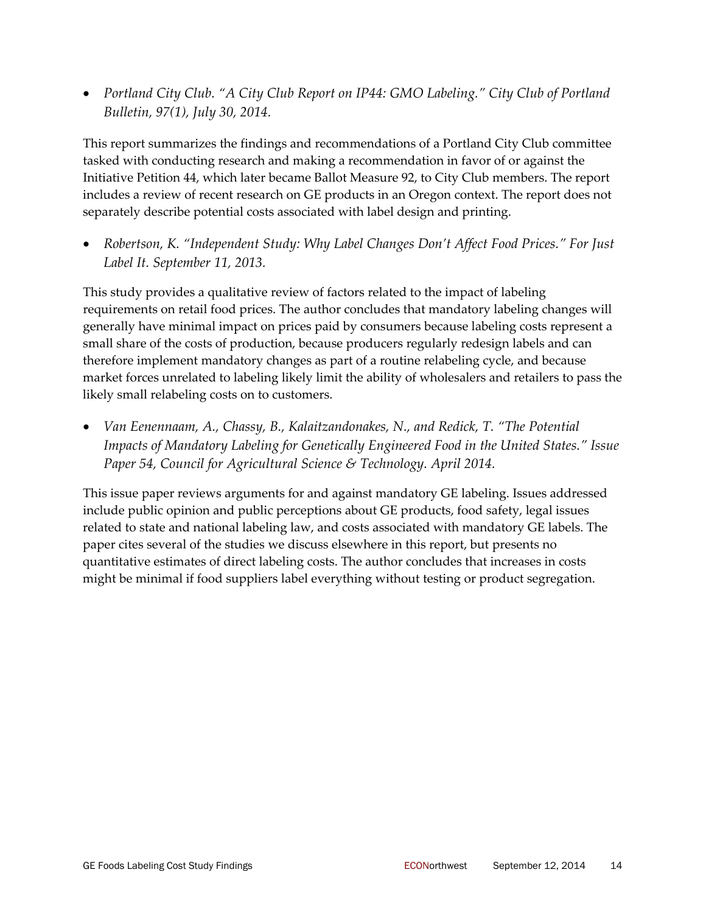- *Portland City Club. "A City Club Report on IP44: GMO Labeling." City Club of Portland Bulletin, 97(1), July 30, 2014.*

This report summarizes the findings and recommendations of a Portland City Club committee tasked with conducting research and making a recommendation in favor of or against the Initiative Petition 44, which later became Ballot Measure 92, to City Club members. The report includes a review of recent research on GE products in an Oregon context. The report does not separately describe potential costs associated with label design and printing.

- *Robertson, K. "Independent Study: Why Label Changes Don't Affect Food Prices." For Just Label It. September 11, 2013.*

This study provides a qualitative review of factors related to the impact of labeling requirements on retail food prices. The author concludes that mandatory labeling changes will generally have minimal impact on prices paid by consumers because labeling costs represent a small share of the costs of production, because producers regularly redesign labels and can therefore implement mandatory changes as part of a routine relabeling cycle, and because market forces unrelated to labeling likely limit the ability of wholesalers and retailers to pass the likely small relabeling costs on to customers.

- *Van Eenennaam, A., Chassy, B., Kalaitzandonakes, N., and Redick, T. "The Potential Impacts of Mandatory Labeling for Genetically Engineered Food in the United States." Issue Paper 54, Council for Agricultural Science & Technology. April 2014.*

This issue paper reviews arguments for and against mandatory GE labeling. Issues addressed include public opinion and public perceptions about GE products, food safety, legal issues related to state and national labeling law, and costs associated with mandatory GE labels. The paper cites several of the studies we discuss elsewhere in this report, but presents no quantitative estimates of direct labeling costs. The author concludes that increases in costs might be minimal if food suppliers label everything without testing or product segregation.